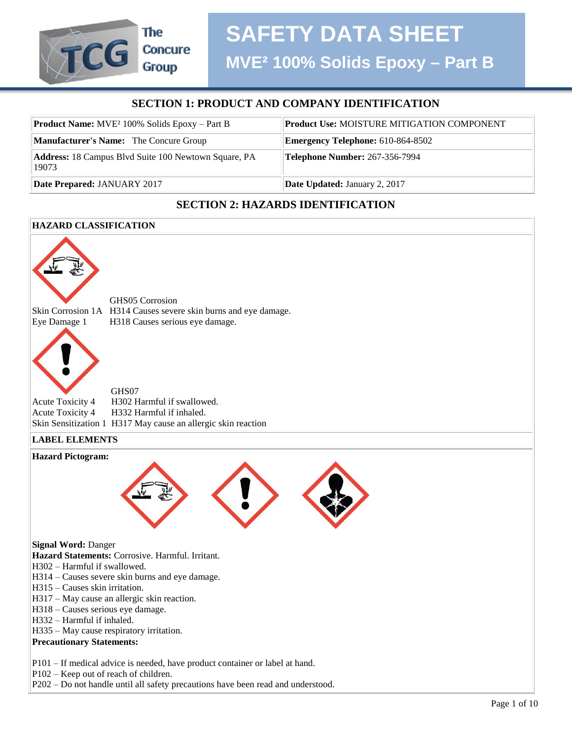# SAFETY DATA SHEET

## MVE² 100% Solids Epoxy – Part B

### SECTION 1: PRODUCT AND COMPANY IDENTIFICATION

| | |
|---|---|
| **Product Name:** MVE² 100% Solids Epoxy – Part B | **Product Use:** MOISTURE MITIGATION COMPONENT |
| **Manufacturer's Name:** The Concure Group | **Emergency Telephone:** 610-864-8502 |
| **Address:** 18 Campus Blvd Suite 100 Newtown Square, PA 19073 | **Telephone Number:** 267-356-7994 |
| **Date Prepared:** JANUARY 2017 | **Date Updated:** January 2, 2017 |

### SECTION 2: HAZARDS IDENTIFICATION

**HAZARD CLASSIFICATION**

GHS05 Corrosion

Skin Corrosion 1A H314 Causes severe skin burns and eye damage.
Eye Damage 1 H318 Causes serious eye damage.

GHS07

Acute Toxicity 4 H302 Harmful if swallowed.
Acute Toxicity 4 H332 Harmful if inhaled.
Skin Sensitization 1 H317 May cause an allergic skin reaction

**LABEL ELEMENTS**

**Hazard Pictogram:**

**Signal Word:** Danger
**Hazard Statements:** Corrosive. Harmful. Irritant.
H302 – Harmful if swallowed.
H314 – Causes severe skin burns and eye damage.
H315 – Causes skin irritation.
H317 – May cause an allergic skin reaction.
H318 – Causes serious eye damage.
H332 – Harmful if inhaled.
H335 – May cause respiratory irritation.
**Precautionary Statements:**

P101 – If medical advice is needed, have product container or label at hand.
P102 – Keep out of reach of children.
P202 – Do not handle until all safety precautions have been read and understood.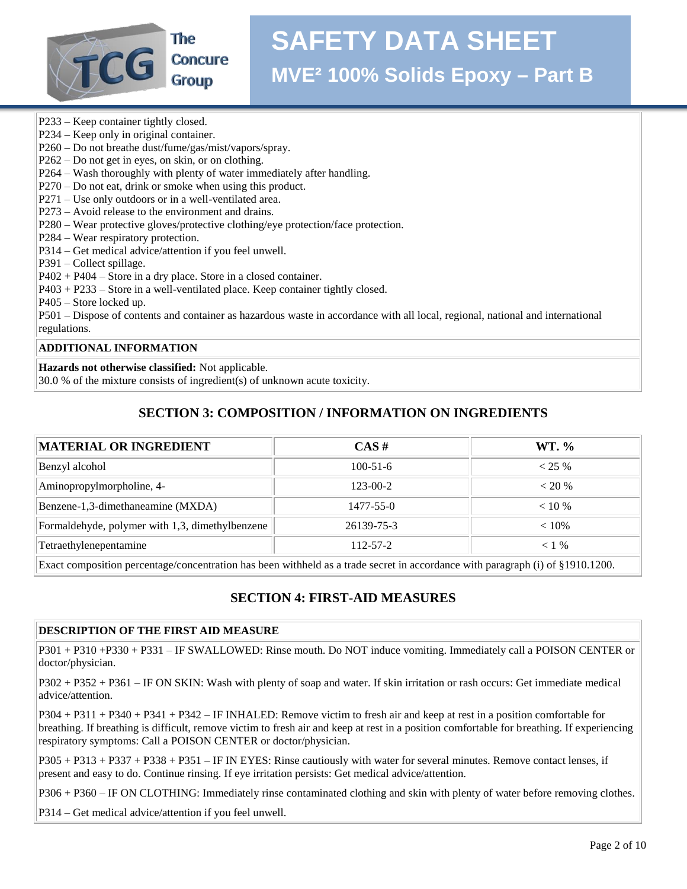P233 – Keep container tightly closed.
P234 – Keep only in original container.
P260 – Do not breathe dust/fume/gas/mist/vapors/spray.
P262 – Do not get in eyes, on skin, or on clothing.
P264 – Wash thoroughly with plenty of water immediately after handling.
P270 – Do not eat, drink or smoke when using this product.
P271 – Use only outdoors or in a well-ventilated area.
P273 – Avoid release to the environment and drains.
P280 – Wear protective gloves/protective clothing/eye protection/face protection.
P284 – Wear respiratory protection.
P314 – Get medical advice/attention if you feel unwell.
P391 – Collect spillage.
P402 + P404 – Store in a dry place. Store in a closed container.
P403 + P233 – Store in a well-ventilated place. Keep container tightly closed.
P405 – Store locked up.
P501 – Dispose of contents and container as hazardous waste in accordance with all local, regional, national and international regulations.

**ADDITIONAL INFORMATION**

**Hazards not otherwise classified:** Not applicable.
30.0 % of the mixture consists of ingredient(s) of unknown acute toxicity.

## SECTION 3: COMPOSITION / INFORMATION ON INGREDIENTS

| MATERIAL OR INGREDIENT | CAS # | WT. % |
|---|---|---|
| Benzyl alcohol | 100-51-6 | < 25 % |
| Aminopropylmorpholine, 4- | 123-00-2 | < 20 % |
| Benzene-1,3-dimethaneamine (MXDA) | 1477-55-0 | < 10 % |
| Formaldehyde, polymer with 1,3, dimethylbenzene | 26139-75-3 | < 10% |
| Tetraethylenepentamine | 112-57-2 | < 1 % |

Exact composition percentage/concentration has been withheld as a trade secret in accordance with paragraph (i) of §1910.1200.

## SECTION 4: FIRST-AID MEASURES

**DESCRIPTION OF THE FIRST AID MEASURE**

P301 + P310 +P330 + P331 – IF SWALLOWED: Rinse mouth. Do NOT induce vomiting. Immediately call a POISON CENTER or doctor/physician.

P302 + P352 + P361 – IF ON SKIN: Wash with plenty of soap and water. If skin irritation or rash occurs: Get immediate medical advice/attention.

P304 + P311 + P340 + P341 + P342 – IF INHALED: Remove victim to fresh air and keep at rest in a position comfortable for breathing. If breathing is difficult, remove victim to fresh air and keep at rest in a position comfortable for breathing. If experiencing respiratory symptoms: Call a POISON CENTER or doctor/physician.

P305 + P313 + P337 + P338 + P351 – IF IN EYES: Rinse cautiously with water for several minutes. Remove contact lenses, if present and easy to do. Continue rinsing. If eye irritation persists: Get medical advice/attention.

P306 + P360 – IF ON CLOTHING: Immediately rinse contaminated clothing and skin with plenty of water before removing clothes.

P314 – Get medical advice/attention if you feel unwell.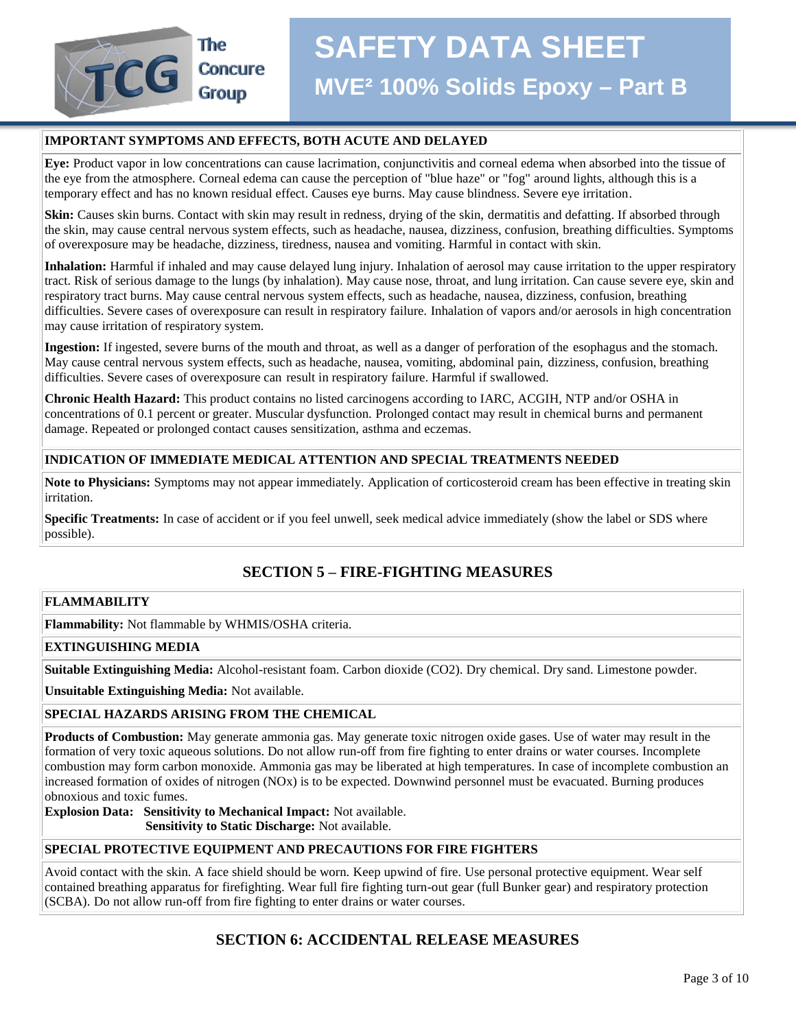### IMPORTANT SYMPTOMS AND EFFECTS, BOTH ACUTE AND DELAYED

**Eye:** Product vapor in low concentrations can cause lacrimation, conjunctivitis and corneal edema when absorbed into the tissue of the eye from the atmosphere. Corneal edema can cause the perception of "blue haze" or "fog" around lights, although this is a temporary effect and has no known residual effect. Causes eye burns. May cause blindness. Severe eye irritation.

**Skin:** Causes skin burns. Contact with skin may result in redness, drying of the skin, dermatitis and defatting. If absorbed through the skin, may cause central nervous system effects, such as headache, nausea, dizziness, confusion, breathing difficulties. Symptoms of overexposure may be headache, dizziness, tiredness, nausea and vomiting. Harmful in contact with skin.

**Inhalation:** Harmful if inhaled and may cause delayed lung injury. Inhalation of aerosol may cause irritation to the upper respiratory tract. Risk of serious damage to the lungs (by inhalation). May cause nose, throat, and lung irritation. Can cause severe eye, skin and respiratory tract burns. May cause central nervous system effects, such as headache, nausea, dizziness, confusion, breathing difficulties. Severe cases of overexposure can result in respiratory failure. Inhalation of vapors and/or aerosols in high concentration may cause irritation of respiratory system.

**Ingestion:** If ingested, severe burns of the mouth and throat, as well as a danger of perforation of the esophagus and the stomach. May cause central nervous system effects, such as headache, nausea, vomiting, abdominal pain, dizziness, confusion, breathing difficulties. Severe cases of overexposure can result in respiratory failure. Harmful if swallowed.

**Chronic Health Hazard:** This product contains no listed carcinogens according to IARC, ACGIH, NTP and/or OSHA in concentrations of 0.1 percent or greater. Muscular dysfunction. Prolonged contact may result in chemical burns and permanent damage. Repeated or prolonged contact causes sensitization, asthma and eczemas.

### INDICATION OF IMMEDIATE MEDICAL ATTENTION AND SPECIAL TREATMENTS NEEDED

**Note to Physicians:** Symptoms may not appear immediately. Application of corticosteroid cream has been effective in treating skin irritation.

**Specific Treatments:** In case of accident or if you feel unwell, seek medical advice immediately (show the label or SDS where possible).

## SECTION 5 – FIRE-FIGHTING MEASURES

### FLAMMABILITY

**Flammability:** Not flammable by WHMIS/OSHA criteria.

### EXTINGUISHING MEDIA

**Suitable Extinguishing Media:** Alcohol-resistant foam. Carbon dioxide ($CO_2$). Dry chemical. Dry sand. Limestone powder.

**Unsuitable Extinguishing Media:** Not available.

### SPECIAL HAZARDS ARISING FROM THE CHEMICAL

**Products of Combustion:** May generate ammonia gas. May generate toxic nitrogen oxide gases. Use of water may result in the formation of very toxic aqueous solutions. Do not allow run-off from fire fighting to enter drains or water courses. Incomplete combustion may form carbon monoxide. Ammonia gas may be liberated at high temperatures. In case of incomplete combustion an increased formation of oxides of nitrogen ($NO_x$) is to be expected. Downwind personnel must be evacuated. Burning produces obnoxious and toxic fumes.

**Explosion Data:** **Sensitivity to Mechanical Impact:** Not available.
**Sensitivity to Static Discharge:** Not available.

### SPECIAL PROTECTIVE EQUIPMENT AND PRECAUTIONS FOR FIRE FIGHTERS

Avoid contact with the skin. A face shield should be worn. Keep upwind of fire. Use personal protective equipment. Wear self contained breathing apparatus for firefighting. Wear full fire fighting turn-out gear (full Bunker gear) and respiratory protection (SCBA). Do not allow run-off from fire fighting to enter drains or water courses.

## SECTION 6: ACCIDENTAL RELEASE MEASURES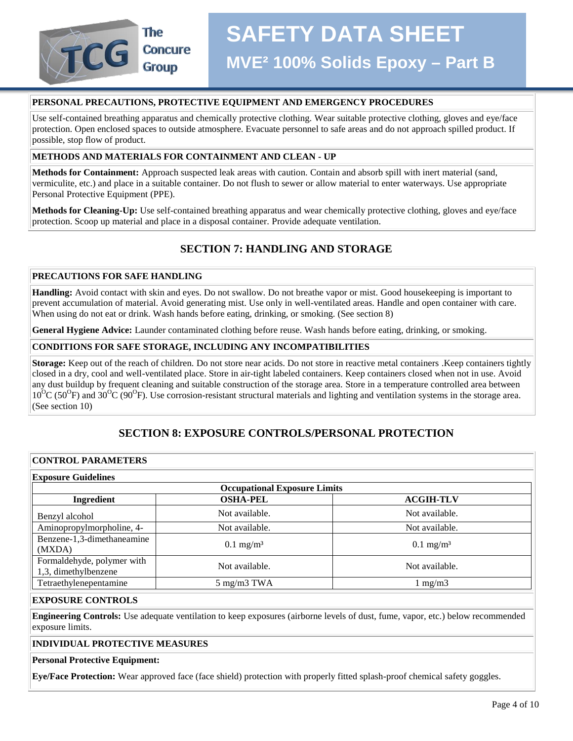PERSONAL PRECAUTIONS, PROTECTIVE EQUIPMENT AND EMERGENCY PROCEDURES

Use self-contained breathing apparatus and chemically protective clothing. Wear suitable protective clothing, gloves and eye/face protection. Open enclosed spaces to outside atmosphere. Evacuate personnel to safe areas and do not approach spilled product. If possible, stop flow of product.

METHODS AND MATERIALS FOR CONTAINMENT AND CLEAN - UP

**Methods for Containment:** Approach suspected leak areas with caution. Contain and absorb spill with inert material (sand, vermiculite, etc.) and place in a suitable container. Do not flush to sewer or allow material to enter waterways. Use appropriate Personal Protective Equipment (PPE).

**Methods for Cleaning-Up:** Use self-contained breathing apparatus and wear chemically protective clothing, gloves and eye/face protection. Scoop up material and place in a disposal container. Provide adequate ventilation.

## SECTION 7: HANDLING AND STORAGE

PRECAUTIONS FOR SAFE HANDLING

**Handling:** Avoid contact with skin and eyes. Do not swallow. Do not breathe vapor or mist. Good housekeeping is important to prevent accumulation of material. Avoid generating mist. Use only in well-ventilated areas. Handle and open container with care. When using do not eat or drink. Wash hands before eating, drinking, or smoking. (See section 8)

**General Hygiene Advice:** Launder contaminated clothing before reuse. Wash hands before eating, drinking, or smoking.

CONDITIONS FOR SAFE STORAGE, INCLUDING ANY INCOMPATIBILITIES

**Storage:** Keep out of the reach of children. Do not store near acids. Do not store in reactive metal containers .Keep containers tightly closed in a dry, cool and well-ventilated place. Store in air-tight labeled containers. Keep containers closed when not in use. Avoid any dust buildup by frequent cleaning and suitable construction of the storage area. Store in a temperature controlled area between $10^{O}$C ($50^{O}$F) and $30^{O}$C ($90^{O}$F). Use corrosion-resistant structural materials and lighting and ventilation systems in the storage area. (See section 10)

## SECTION 8: EXPOSURE CONTROLS/PERSONAL PROTECTION

CONTROL PARAMETERS

**Exposure Guidelines**

| Occupational Exposure Limits | | |
|---|---|---|
| **Ingredient** | **OSHA-PEL** | **ACGIH-TLV** |
| Benzyl alcohol | Not available. | Not available. |
| Aminopropylmorpholine, 4- | Not available. | Not available. |
| Benzene-1,3-dimethaneamine (MXDA) | 0.1 mg/m³ | 0.1 mg/m³ |
| Formaldehyde, polymer with 1,3, dimethylbenzene | Not available. | Not available. |
| Tetraethylenepentamine | 5 mg/m3 TWA | 1 mg/m3 |

EXPOSURE CONTROLS

**Engineering Controls:** Use adequate ventilation to keep exposures (airborne levels of dust, fume, vapor, etc.) below recommended exposure limits.

INDIVIDUAL PROTECTIVE MEASURES

**Personal Protective Equipment:**

**Eye/Face Protection:** Wear approved face (face shield) protection with properly fitted splash-proof chemical safety goggles.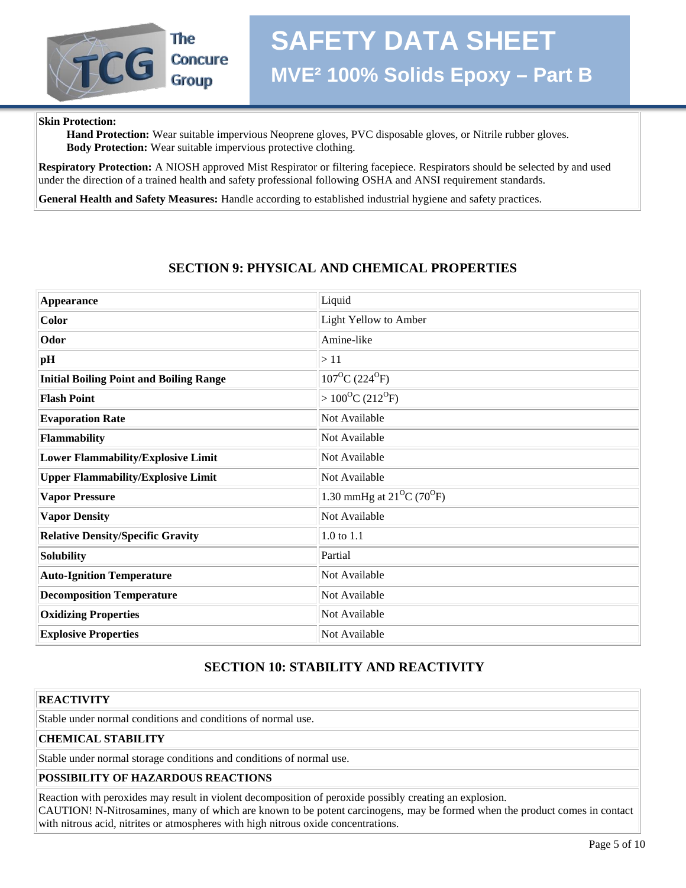**Skin Protection:**

**Hand Protection:** Wear suitable impervious Neoprene gloves, PVC disposable gloves, or Nitrile rubber gloves.
**Body Protection:** Wear suitable impervious protective clothing.

**Respiratory Protection:** A NIOSH approved Mist Respirator or filtering facepiece. Respirators should be selected by and used under the direction of a trained health and safety professional following OSHA and ANSI requirement standards.

**General Health and Safety Measures:** Handle according to established industrial hygiene and safety practices.

## SECTION 9: PHYSICAL AND CHEMICAL PROPERTIES

| | |
|---|---|
| **Appearance** | Liquid |
| **Color** | Light Yellow to Amber |
| **Odor** | Amine-like |
| **pH** | > 11 |
| **Initial Boiling Point and Boiling Range** | 107$^{O}$C (224$^{O}$F) |
| **Flash Point** | > 100$^{O}$C (212$^{O}$F) |
| **Evaporation Rate** | Not Available |
| **Flammability** | Not Available |
| **Lower Flammability/Explosive Limit** | Not Available |
| **Upper Flammability/Explosive Limit** | Not Available |
| **Vapor Pressure** | 1.30 mmHg at 21$^{O}$C (70$^{O}$F) |
| **Vapor Density** | Not Available |
| **Relative Density/Specific Gravity** | 1.0 to 1.1 |
| **Solubility** | Partial |
| **Auto-Ignition Temperature** | Not Available |
| **Decomposition Temperature** | Not Available |
| **Oxidizing Properties** | Not Available |
| **Explosive Properties** | Not Available |

## SECTION 10: STABILITY AND REACTIVITY

**REACTIVITY**

Stable under normal conditions and conditions of normal use.

**CHEMICAL STABILITY**

Stable under normal storage conditions and conditions of normal use.

**POSSIBILITY OF HAZARDOUS REACTIONS**

Reaction with peroxides may result in violent decomposition of peroxide possibly creating an explosion.
CAUTION! N-Nitrosamines, many of which are known to be potent carcinogens, may be formed when the product comes in contact with nitrous acid, nitrites or atmospheres with high nitrous oxide concentrations.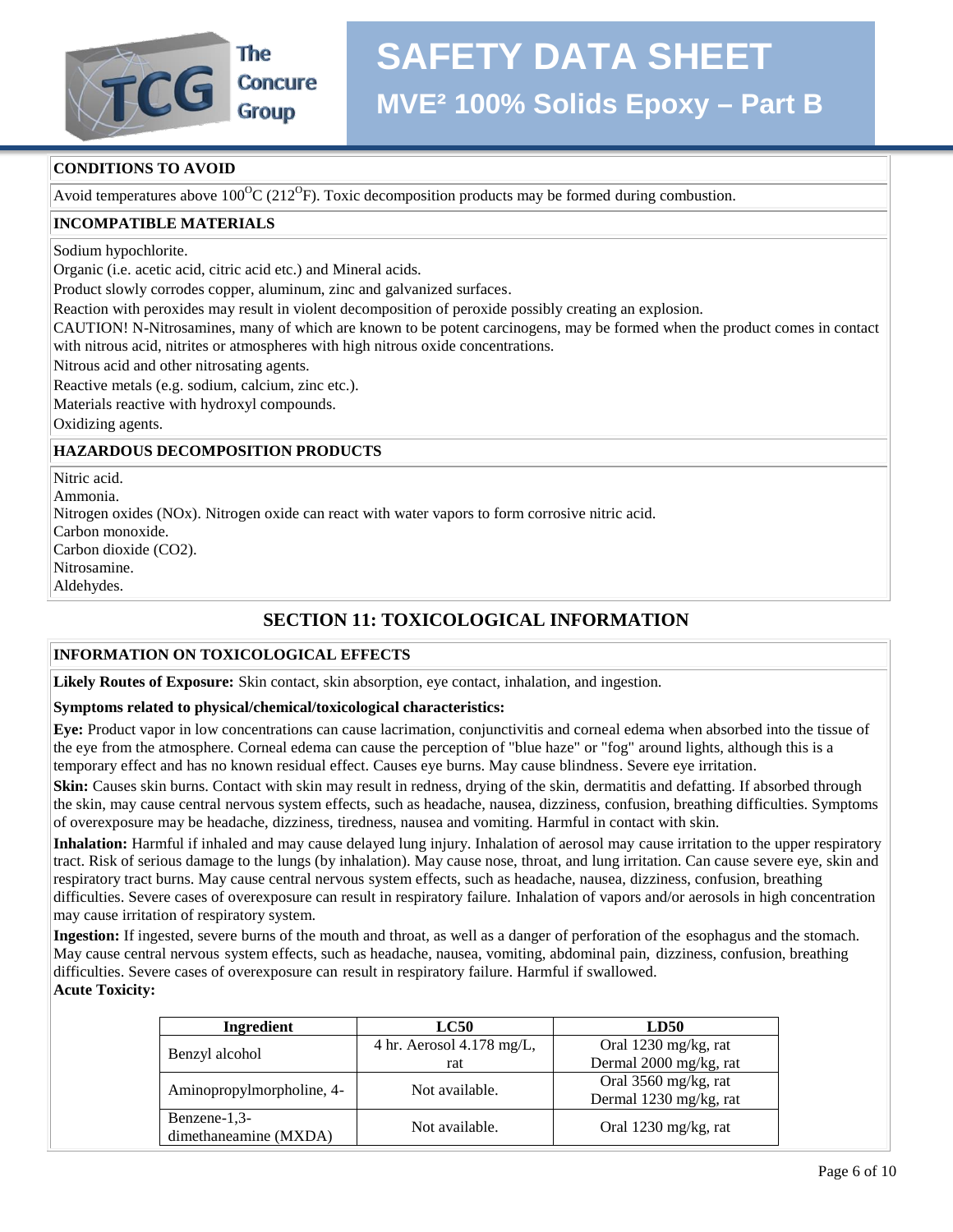**CONDITIONS TO AVOID**

Avoid temperatures above $100^{O}C$ ($212^{O}F$). Toxic decomposition products may be formed during combustion.

**INCOMPATIBLE MATERIALS**

Sodium hypochlorite.
Organic (i.e. acetic acid, citric acid etc.) and Mineral acids.
Product slowly corrodes copper, aluminum, zinc and galvanized surfaces.
Reaction with peroxides may result in violent decomposition of peroxide possibly creating an explosion.
CAUTION! N-Nitrosamines, many of which are known to be potent carcinogens, may be formed when the product comes in contact with nitrous acid, nitrites or atmospheres with high nitrous oxide concentrations.
Nitrous acid and other nitrosating agents.
Reactive metals (e.g. sodium, calcium, zinc etc.).
Materials reactive with hydroxyl compounds.
Oxidizing agents.

**HAZARDOUS DECOMPOSITION PRODUCTS**

Nitric acid.
Ammonia.
Nitrogen oxides (NOx). Nitrogen oxide can react with water vapors to form corrosive nitric acid.
Carbon monoxide.
Carbon dioxide ($CO_2$).
Nitrosamine.
Aldehydes.

## SECTION 11: TOXICOLOGICAL INFORMATION

**INFORMATION ON TOXICOLOGICAL EFFECTS**

**Likely Routes of Exposure:** Skin contact, skin absorption, eye contact, inhalation, and ingestion.

**Symptoms related to physical/chemical/toxicological characteristics:**

**Eye:** Product vapor in low concentrations can cause lacrimation, conjunctivitis and corneal edema when absorbed into the tissue of the eye from the atmosphere. Corneal edema can cause the perception of "blue haze" or "fog" around lights, although this is a temporary effect and has no known residual effect. Causes eye burns. May cause blindness. Severe eye irritation.

**Skin:** Causes skin burns. Contact with skin may result in redness, drying of the skin, dermatitis and defatting. If absorbed through the skin, may cause central nervous system effects, such as headache, nausea, dizziness, confusion, breathing difficulties. Symptoms of overexposure may be headache, dizziness, tiredness, nausea and vomiting. Harmful in contact with skin.

**Inhalation:** Harmful if inhaled and may cause delayed lung injury. Inhalation of aerosol may cause irritation to the upper respiratory tract. Risk of serious damage to the lungs (by inhalation). May cause nose, throat, and lung irritation. Can cause severe eye, skin and respiratory tract burns. May cause central nervous system effects, such as headache, nausea, dizziness, confusion, breathing difficulties. Severe cases of overexposure can result in respiratory failure. Inhalation of vapors and/or aerosols in high concentration may cause irritation of respiratory system.

**Ingestion:** If ingested, severe burns of the mouth and throat, as well as a danger of perforation of the esophagus and the stomach. May cause central nervous system effects, such as headache, nausea, vomiting, abdominal pain, dizziness, confusion, breathing difficulties. Severe cases of overexposure can result in respiratory failure. Harmful if swallowed.

**Acute Toxicity:**

| Ingredient | LC50 | LD50 |
|---|---|---|
| Benzyl alcohol | 4 hr. Aerosol 4.178 mg/L, rat | Oral 1230 mg/kg, rat<br>Dermal 2000 mg/kg, rat |
| Aminopropylmorpholine, 4- | Not available. | Oral 3560 mg/kg, rat<br>Dermal 1230 mg/kg, rat |
| Benzene-1,3-dimethaneamine (MXDA) | Not available. | Oral 1230 mg/kg, rat |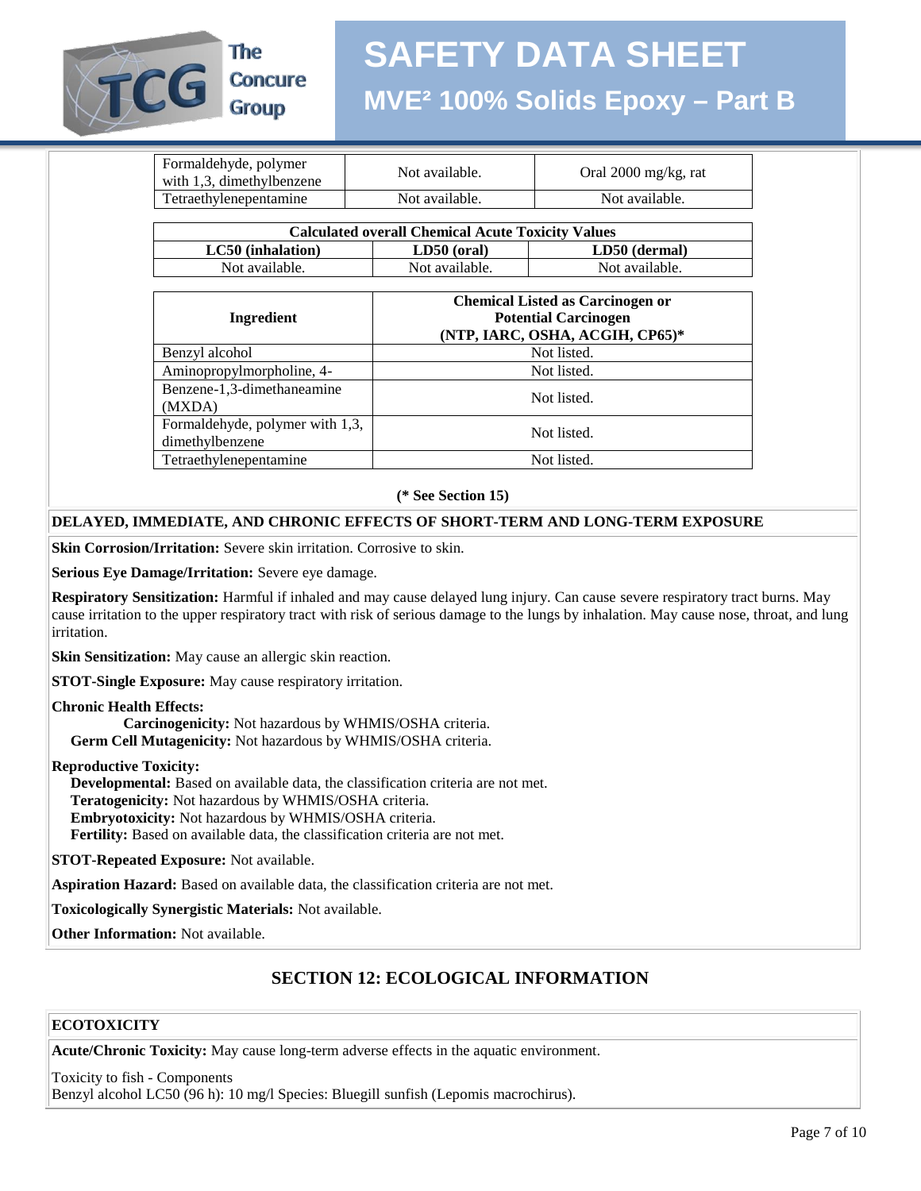| Formaldehyde, polymer with 1,3, dimethylbenzene | Not available. | Oral 2000 mg/kg, rat |
|---|---|---|
| Tetraethylenepentamine | Not available. | Not available. |

| Calculated overall Chemical Acute Toxicity Values | | |
|---|---|---|
| **LC50 (inhalation)** | **LD50 (oral)** | **LD50 (dermal)** |
| Not available. | Not available. | Not available. |

| Ingredient | Chemical Listed as Carcinogen or Potential Carcinogen (NTP, IARC, OSHA, ACGIH, CP65)* |
|---|---|
| Benzyl alcohol | Not listed. |
| Aminopropylmorpholine, 4- | Not listed. |
| Benzene-1,3-dimethaneamine (MXDA) | Not listed. |
| Formaldehyde, polymer with 1,3, dimethylbenzene | Not listed. |
| Tetraethylenepentamine | Not listed. |

**(* See Section 15)**

**DELAYED, IMMEDIATE, AND CHRONIC EFFECTS OF SHORT-TERM AND LONG-TERM EXPOSURE**

**Skin Corrosion/Irritation:** Severe skin irritation. Corrosive to skin.

**Serious Eye Damage/Irritation:** Severe eye damage.

**Respiratory Sensitization:** Harmful if inhaled and may cause delayed lung injury. Can cause severe respiratory tract burns. May cause irritation to the upper respiratory tract with risk of serious damage to the lungs by inhalation. May cause nose, throat, and lung irritation.

**Skin Sensitization:** May cause an allergic skin reaction.

**STOT-Single Exposure:** May cause respiratory irritation.

**Chronic Health Effects:**
**Carcinogenicity:** Not hazardous by WHMIS/OSHA criteria.
**Germ Cell Mutagenicity:** Not hazardous by WHMIS/OSHA criteria.

**Reproductive Toxicity:**
**Developmental:** Based on available data, the classification criteria are not met.
**Teratogenicity:** Not hazardous by WHMIS/OSHA criteria.
**Embryotoxicity:** Not hazardous by WHMIS/OSHA criteria.
**Fertility:** Based on available data, the classification criteria are not met.

**STOT-Repeated Exposure:** Not available.

**Aspiration Hazard:** Based on available data, the classification criteria are not met.

**Toxicologically Synergistic Materials:** Not available.

**Other Information:** Not available.

## SECTION 12: ECOLOGICAL INFORMATION

**ECOTOXICITY**

**Acute/Chronic Toxicity:** May cause long-term adverse effects in the aquatic environment.

Toxicity to fish - Components
Benzyl alcohol LC50 (96 h): 10 mg/l Species: Bluegill sunfish (Lepomis macrochirus).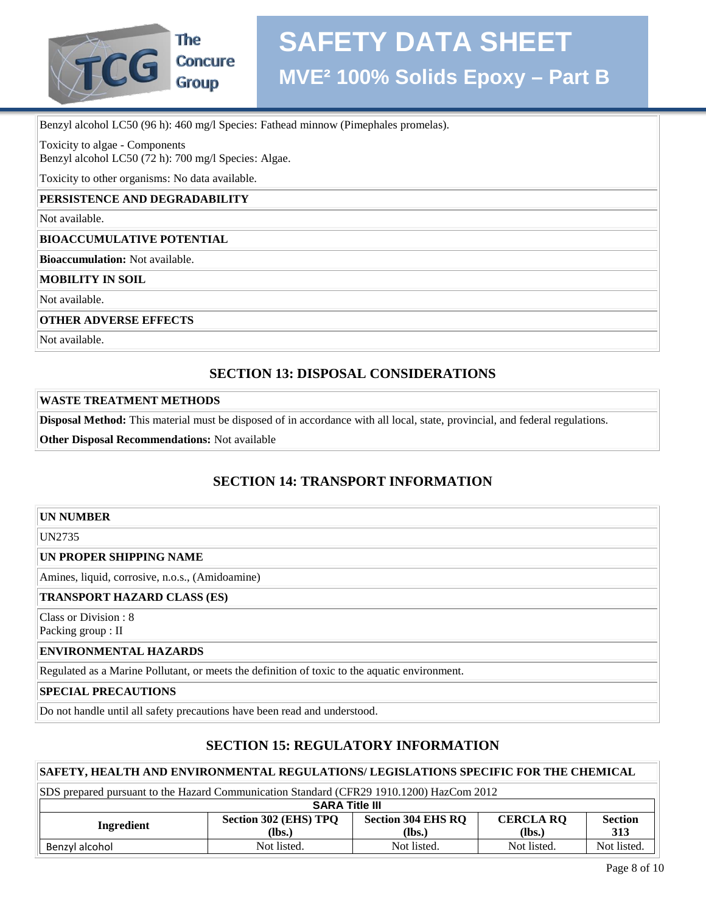Benzyl alcohol LC50 (96 h): 460 mg/l Species: Fathead minnow (Pimephales promelas).

Toxicity to algae - Components
Benzyl alcohol LC50 (72 h): 700 mg/l Species: Algae.

Toxicity to other organisms: No data available.

**PERSISTENCE AND DEGRADABILITY**

Not available.

**BIOACCUMULATIVE POTENTIAL**

**Bioaccumulation:** Not available.

**MOBILITY IN SOIL**

Not available.

**OTHER ADVERSE EFFECTS**

Not available.

## SECTION 13: DISPOSAL CONSIDERATIONS

**WASTE TREATMENT METHODS**

**Disposal Method:** This material must be disposed of in accordance with all local, state, provincial, and federal regulations.

**Other Disposal Recommendations:** Not available

## SECTION 14: TRANSPORT INFORMATION

**UN NUMBER**

UN2735

**UN PROPER SHIPPING NAME**

Amines, liquid, corrosive, n.o.s., (Amidoamine)

**TRANSPORT HAZARD CLASS (ES)**

Class or Division : 8
Packing group : II

**ENVIRONMENTAL HAZARDS**

Regulated as a Marine Pollutant, or meets the definition of toxic to the aquatic environment.

**SPECIAL PRECAUTIONS**

Do not handle until all safety precautions have been read and understood.

## SECTION 15: REGULATORY INFORMATION

**SAFETY, HEALTH AND ENVIRONMENTAL REGULATIONS/ LEGISLATIONS SPECIFIC FOR THE CHEMICAL**

SDS prepared pursuant to the Hazard Communication Standard (CFR29 1910.1200) HazCom 2012

| SARA Title III | | | | |
|---|---|---|---|---|
| **Ingredient** | **Section 302 (EHS) TPQ (lbs.)** | **Section 304 EHS RQ (lbs.)** | **CERCLA RQ (lbs.)** | **Section 313** |
| Benzyl alcohol | Not listed. | Not listed. | Not listed. | Not listed. |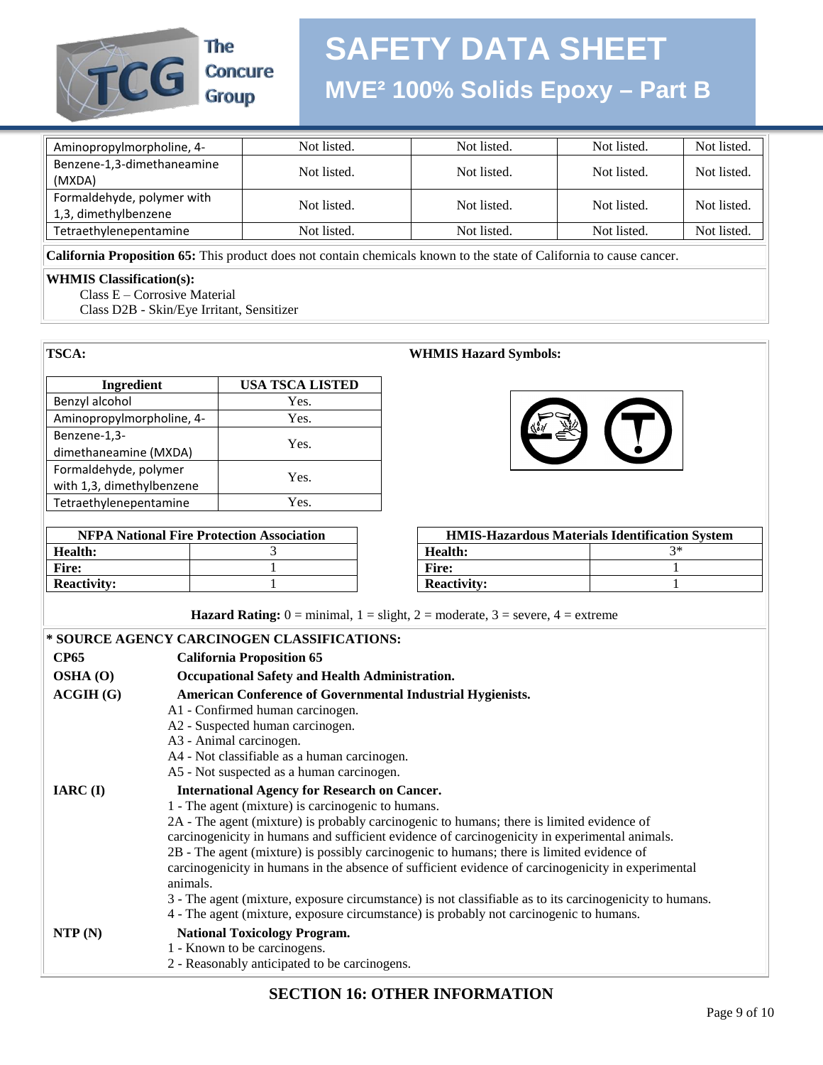| Aminopropylmorpholine, 4- | Not listed. | Not listed. | Not listed. | Not listed. |
|---|---|---|---|---|
| Benzene-1,3-dimethaneamine (MXDA) | Not listed. | Not listed. | Not listed. | Not listed. |
| Formaldehyde, polymer with 1,3, dimethylbenzene | Not listed. | Not listed. | Not listed. | Not listed. |
| Tetraethylenepentamine | Not listed. | Not listed. | Not listed. | Not listed. |

**California Proposition 65:** This product does not contain chemicals known to the state of California to cause cancer.

**WHMIS Classification(s):**

Class E – Corrosive Material
Class D2B - Skin/Eye Irritant, Sensitizer

**TSCA:**

| Ingredient | USA TSCA LISTED |
|---|---|
| Benzyl alcohol | Yes. |
| Aminopropylmorpholine, 4- | Yes. |
| Benzene-1,3-dimethaneamine (MXDA) | Yes. |
| Formaldehyde, polymer with 1,3, dimethylbenzene | Yes. |
| Tetraethylenepentamine | Yes. |

**WHMIS Hazard Symbols:**

| NFPA National Fire Protection Association | |
|---|---|
| **Health:** | 3 |
| **Fire:** | 1 |
| **Reactivity:** | 1 |

| HMIS-Hazardous Materials Identification System | |
|---|---|
| **Health:** | 3* |
| **Fire:** | 1 |
| **Reactivity:** | 1 |

**Hazard Rating:** 0 = minimal, 1 = slight, 2 = moderate, 3 = severe, 4 = extreme

**\* SOURCE AGENCY CARCINOGEN CLASSIFICATIONS:**

**CP65** **California Proposition 65**

**OSHA (O)** **Occupational Safety and Health Administration.**

**ACGIH (G)** **American Conference of Governmental Industrial Hygienists.**

A1 - Confirmed human carcinogen.
A2 - Suspected human carcinogen.
A3 - Animal carcinogen.
A4 - Not classifiable as a human carcinogen.
A5 - Not suspected as a human carcinogen.

**IARC (I)** **International Agency for Research on Cancer.**

1 - The agent (mixture) is carcinogenic to humans.
2A - The agent (mixture) is probably carcinogenic to humans; there is limited evidence of carcinogenicity in humans and sufficient evidence of carcinogenicity in experimental animals.
2B - The agent (mixture) is possibly carcinogenic to humans; there is limited evidence of carcinogenicity in humans in the absence of sufficient evidence of carcinogenicity in experimental animals.
3 - The agent (mixture, exposure circumstance) is not classifiable as to its carcinogenicity to humans.
4 - The agent (mixture, exposure circumstance) is probably not carcinogenic to humans.

**NTP (N)** **National Toxicology Program.**

1 - Known to be carcinogens.
2 - Reasonably anticipated to be carcinogens.

## SECTION 16: OTHER INFORMATION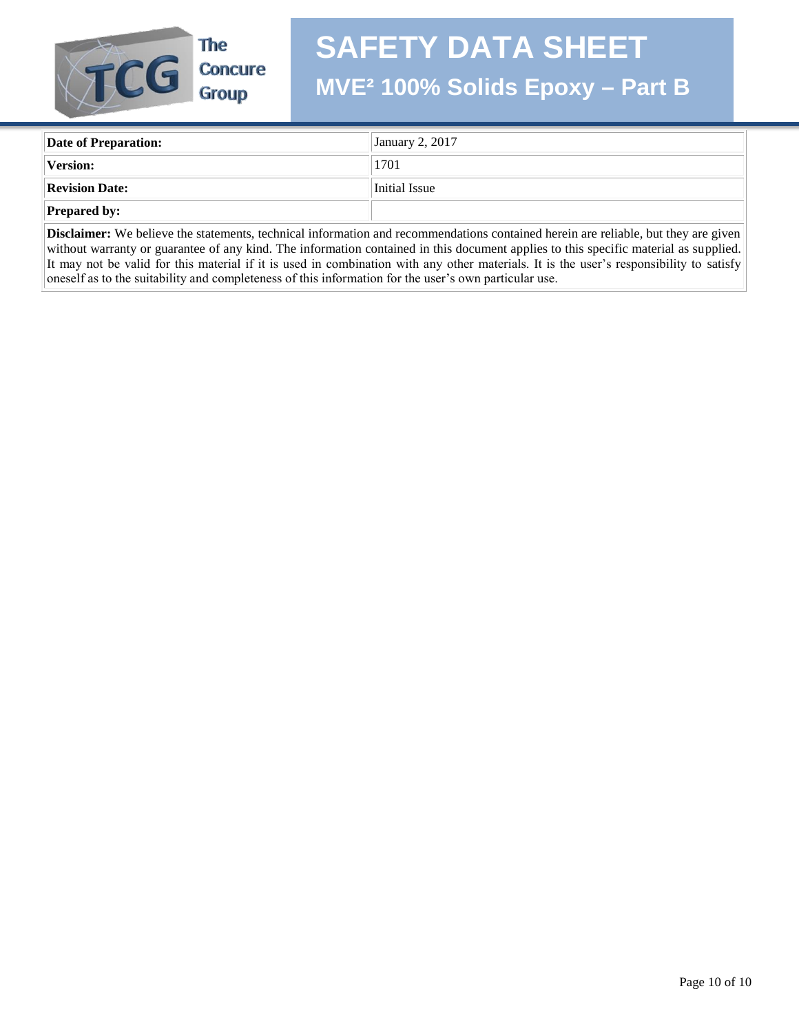| | |
|---|---|
| **Date of Preparation:** | January 2, 2017 |
| **Version:** | 1701 |
| **Revision Date:** | Initial Issue |
| **Prepared by:** | |

**Disclaimer:** We believe the statements, technical information and recommendations contained herein are reliable, but they are given without warranty or guarantee of any kind. The information contained in this document applies to this specific material as supplied. It may not be valid for this material if it is used in combination with any other materials. It is the user's responsibility to satisfy oneself as to the suitability and completeness of this information for the user's own particular use.